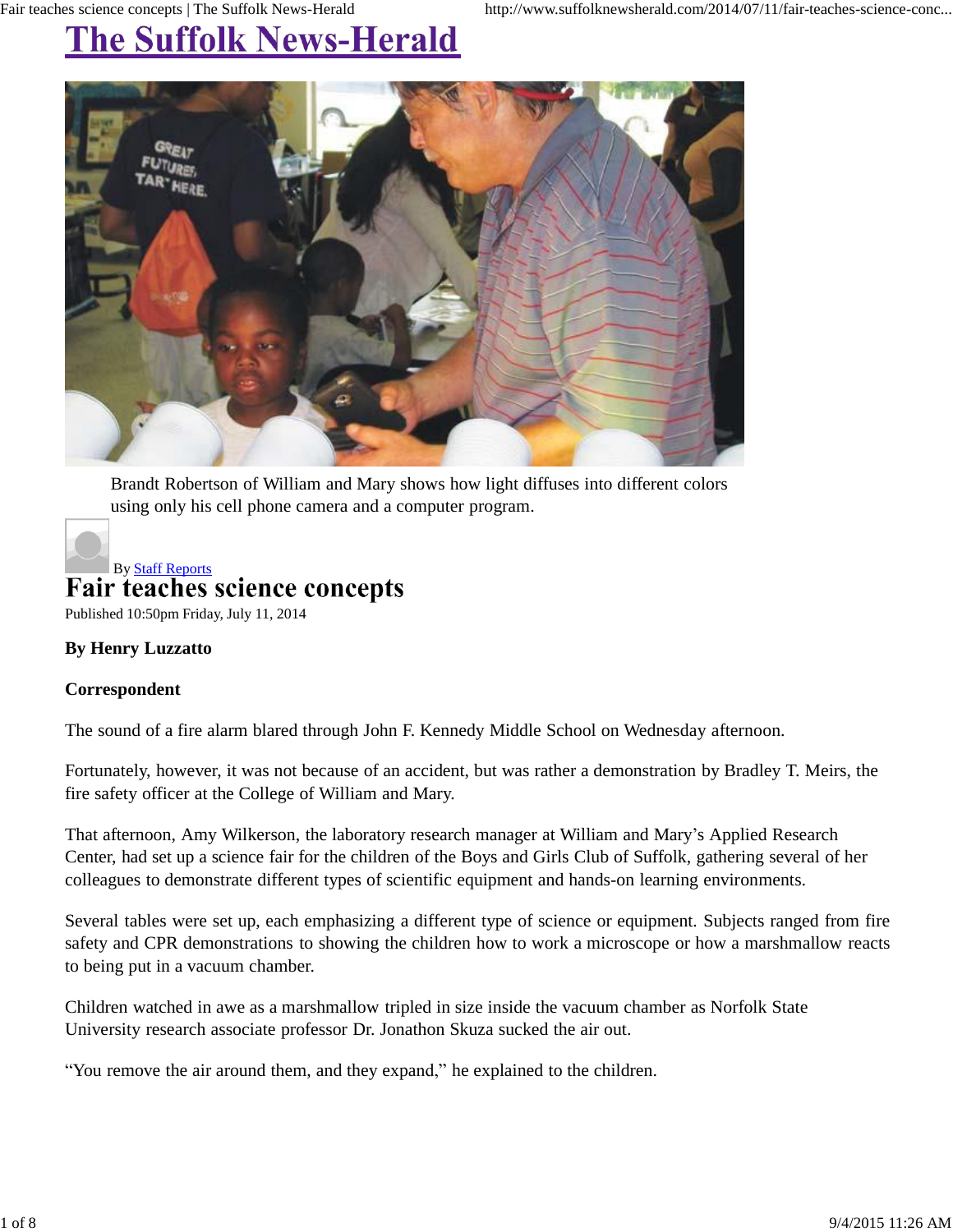# The Suffolk News-Herald

Brandt Robertson of William and Mary shows how light diffuses into different colors using only his cell phone camera and a computer program.

By Staff Reports

## Fair teaches science concepts

Published 10:50pm Friday, July 11, 2014

**By Henry Luzzatto**

**Correspondent**

The sound of a fire alarm blared through John F. Kennedy Middle School on Wednesday afternoon.

Fortunately, however, it was not because of an accident, but was rather a demonstration by Bradley T. Meirs, the fire safety officer at the College of William and Mary.

That afternoon, Amy Wilkerson, the laboratory research manager at William and Mary's Applied Research Center, had set up a science fair for the children of the Boys and Girls Club of Suffolk, gathering several of her colleagues to demonstrate different types of scientific equipment and hands-on learning environments.

Several tables were set up, each emphasizing a different type of science or equipment. Subjects ranged from fire safety and CPR demonstrations to showing the children how to work a microscope or how a marshmallow reacts to being put in a vacuum chamber.

Children watched in awe as a marshmallow tripled in size inside the vacuum chamber as Norfolk State University research associate professor Dr. Jonathon Skuza sucked the air out.

"You remove the air around them, and they expand," he explained to the children.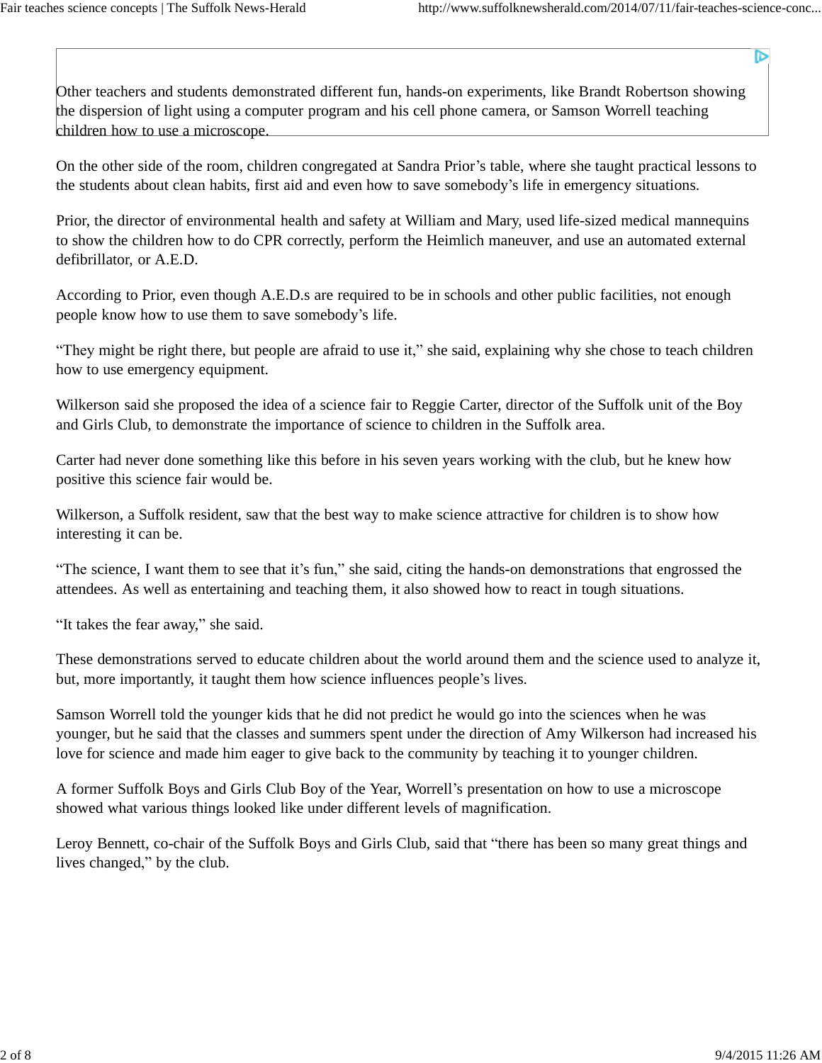Other teachers and students demonstrated different fun, hands-on experiments, like Brandt Robertson showing the dispersion of light using a computer program and his cell phone camera, or Samson Worrell teaching children how to use a microscope.

On the other side of the room, children congregated at Sandra Prior's table, where she taught practical lessons to the students about clean habits, first aid and even how to save somebody's life in emergency situations.

Prior, the director of environmental health and safety at William and Mary, used life-sized medical mannequins to show the children how to do CPR correctly, perform the Heimlich maneuver, and use an automated external defibrillator, or A.E.D.

According to Prior, even though A.E.D.s are required to be in schools and other public facilities, not enough people know how to use them to save somebody's life.

"They might be right there, but people are afraid to use it," she said, explaining why she chose to teach children how to use emergency equipment.

Wilkerson said she proposed the idea of a science fair to Reggie Carter, director of the Suffolk unit of the Boy and Girls Club, to demonstrate the importance of science to children in the Suffolk area.

Carter had never done something like this before in his seven years working with the club, but he knew how positive this science fair would be.

Wilkerson, a Suffolk resident, saw that the best way to make science attractive for children is to show how interesting it can be.

"The science, I want them to see that it's fun," she said, citing the hands-on demonstrations that engrossed the attendees. As well as entertaining and teaching them, it also showed how to react in tough situations.

"It takes the fear away," she said.

These demonstrations served to educate children about the world around them and the science used to analyze it, but, more importantly, it taught them how science influences people's lives.

Samson Worrell told the younger kids that he did not predict he would go into the sciences when he was younger, but he said that the classes and summers spent under the direction of Amy Wilkerson had increased his love for science and made him eager to give back to the community by teaching it to younger children.

A former Suffolk Boys and Girls Club Boy of the Year, Worrell's presentation on how to use a microscope showed what various things looked like under different levels of magnification.

Leroy Bennett, co-chair of the Suffolk Boys and Girls Club, said that "there has been so many great things and lives changed," by the club.